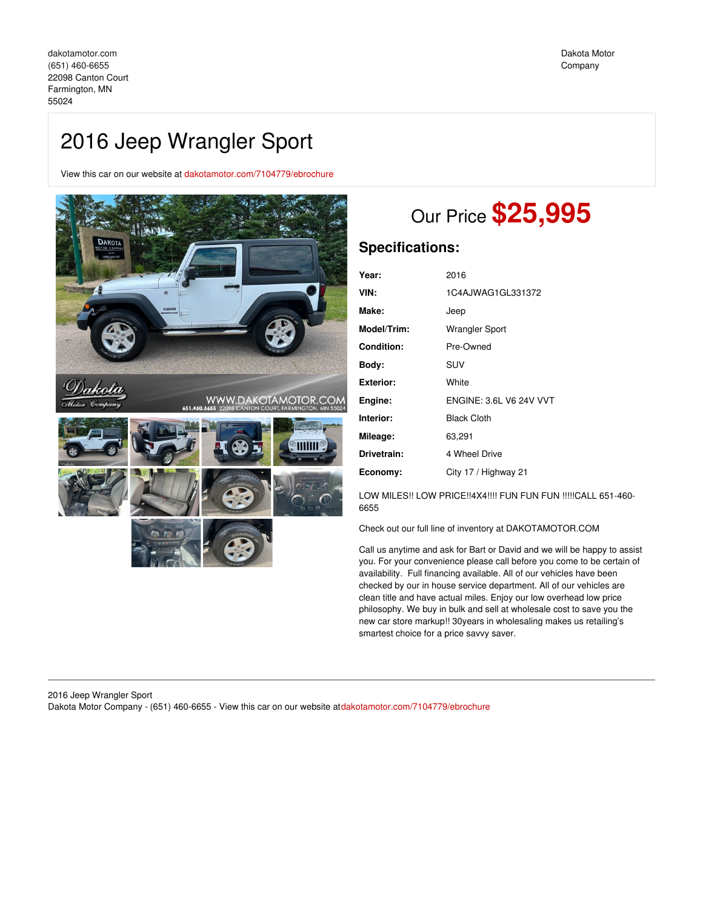dakotamotor.com
(651) 460-6655
22098 Canton Court
Farmington, MN
55024

Dakota Motor Company

# 2016 Jeep Wrangler Sport

View this car on our website at dakotamotor.com/7104779/ebrochure

## Our Price **$25,995**

### Specifications:

| | |
|---|---|
| **Year:** | 2016 |
| **VIN:** | 1C4AJWAG1GL331372 |
| **Make:** | Jeep |
| **Model/Trim:** | Wrangler Sport |
| **Condition:** | Pre-Owned |
| **Body:** | SUV |
| **Exterior:** | White |
| **Engine:** | ENGINE: 3.6L V6 24V VVT |
| **Interior:** | Black Cloth |
| **Mileage:** | 63,291 |
| **Drivetrain:** | 4 Wheel Drive |
| **Economy:** | City 17 / Highway 21 |

LOW MILES!! LOW PRICE!!4X4!!!! FUN FUN FUN !!!!!CALL 651-460-6655

Check out our full line of inventory at DAKOTAMOTOR.COM

Call us anytime and ask for Bart or David and we will be happy to assist you. For your convenience please call before you come to be certain of availability. Full financing available. All of our vehicles have been checked by our in house service department. All of our vehicles are clean title and have actual miles. Enjoy our low overhead low price philosophy. We buy in bulk and sell at wholesale cost to save you the new car store markup!! 30years in wholesaling makes us retailing's smartest choice for a price savvy saver.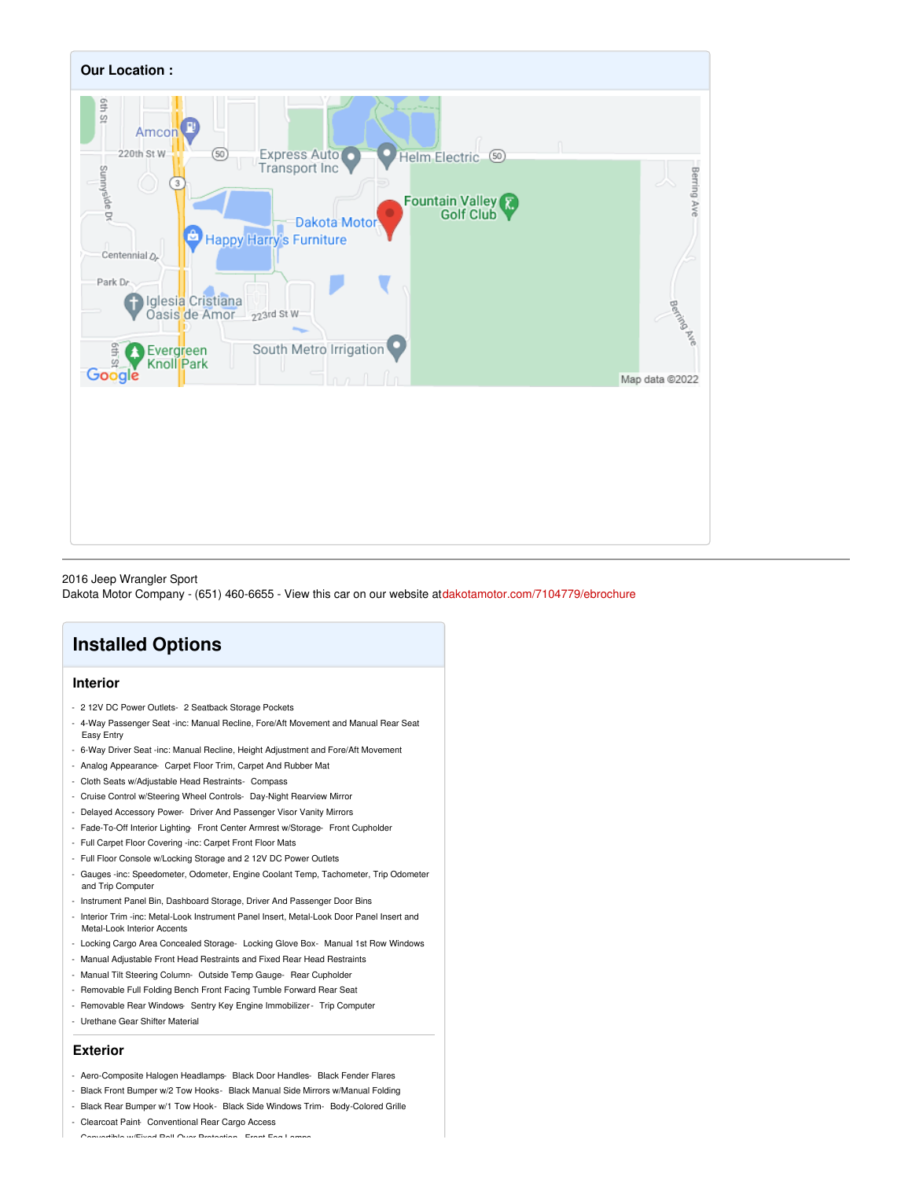## Our Location :

2016 Jeep Wrangler Sport
Dakota Motor Company - (651) 460-6655 - View this car on our website at dakotamotor.com/7104779/ebrochure

# Installed Options

## Interior

- 2 12V DC Power Outlets
- 2 Seatback Storage Pockets
- 4-Way Passenger Seat -inc: Manual Recline, Fore/Aft Movement and Manual Rear Seat Easy Entry
- 6-Way Driver Seat -inc: Manual Recline, Height Adjustment and Fore/Aft Movement
- Analog Appearance
- Carpet Floor Trim, Carpet And Rubber Mat
- Cloth Seats w/Adjustable Head Restraints
- Compass
- Cruise Control w/Steering Wheel Controls
- Day-Night Rearview Mirror
- Delayed Accessory Power
- Driver And Passenger Visor Vanity Mirrors
- Fade-To-Off Interior Lighting
- Front Center Armrest w/Storage
- Front Cupholder
- Full Carpet Floor Covering -inc: Carpet Front Floor Mats
- Full Floor Console w/Locking Storage and 2 12V DC Power Outlets
- Gauges -inc: Speedometer, Odometer, Engine Coolant Temp, Tachometer, Trip Odometer and Trip Computer
- Instrument Panel Bin, Dashboard Storage, Driver And Passenger Door Bins
- Interior Trim -inc: Metal-Look Instrument Panel Insert, Metal-Look Door Panel Insert and Metal-Look Interior Accents
- Locking Cargo Area Concealed Storage
- Locking Glove Box
- Manual 1st Row Windows
- Manual Adjustable Front Head Restraints and Fixed Rear Head Restraints
- Manual Tilt Steering Column
- Outside Temp Gauge
- Rear Cupholder
- Removable Full Folding Bench Front Facing Tumble Forward Rear Seat
- Removable Rear Windows
- Sentry Key Engine Immobilizer
- Trip Computer
- Urethane Gear Shifter Material

## Exterior

- Aero-Composite Halogen Headlamps
- Black Door Handles
- Black Fender Flares
- Black Front Bumper w/2 Tow Hooks
- Black Manual Side Mirrors w/Manual Folding
- Black Rear Bumper w/1 Tow Hook
- Black Side Windows Trim
- Body-Colored Grille
- Clearcoat Paint
- Conventional Rear Cargo Access
- Convertible w/Fixed Roll-Over Protection
- Front Fog Lamps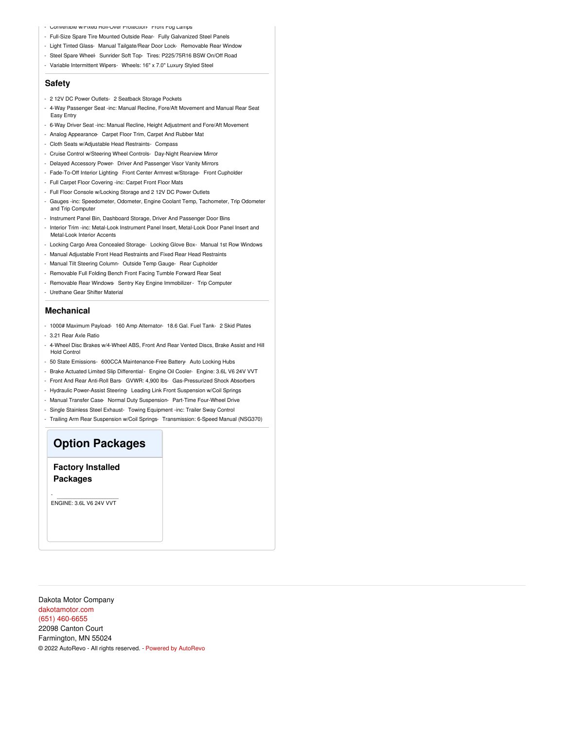- Convertible w/Fixed Roll-Over Protection- Front Fog Lamps
- Full-Size Spare Tire Mounted Outside Rear- Fully Galvanized Steel Panels
- Light Tinted Glass- Manual Tailgate/Rear Door Lock- Removable Rear Window
- Steel Spare Wheel- Sunrider Soft Top- Tires: P225/75R16 BSW On/Off Road
- Variable Intermittent Wipers- Wheels: 16" x 7.0" Luxury Styled Steel

## Safety

- 2 12V DC Power Outlets- 2 Seatback Storage Pockets
- 4-Way Passenger Seat -inc: Manual Recline, Fore/Aft Movement and Manual Rear Seat Easy Entry
- 6-Way Driver Seat -inc: Manual Recline, Height Adjustment and Fore/Aft Movement
- Analog Appearance- Carpet Floor Trim, Carpet And Rubber Mat
- Cloth Seats w/Adjustable Head Restraints- Compass
- Cruise Control w/Steering Wheel Controls- Day-Night Rearview Mirror
- Delayed Accessory Power- Driver And Passenger Visor Vanity Mirrors
- Fade-To-Off Interior Lighting- Front Center Armrest w/Storage- Front Cupholder
- Full Carpet Floor Covering -inc: Carpet Front Floor Mats
- Full Floor Console w/Locking Storage and 2 12V DC Power Outlets
- Gauges -inc: Speedometer, Odometer, Engine Coolant Temp, Tachometer, Trip Odometer and Trip Computer
- Instrument Panel Bin, Dashboard Storage, Driver And Passenger Door Bins
- Interior Trim -inc: Metal-Look Instrument Panel Insert, Metal-Look Door Panel Insert and Metal-Look Interior Accents
- Locking Cargo Area Concealed Storage- Locking Glove Box- Manual 1st Row Windows
- Manual Adjustable Front Head Restraints and Fixed Rear Head Restraints
- Manual Tilt Steering Column- Outside Temp Gauge- Rear Cupholder
- Removable Full Folding Bench Front Facing Tumble Forward Rear Seat
- Removable Rear Windows- Sentry Key Engine Immobilizer- Trip Computer
- Urethane Gear Shifter Material

## Mechanical

- 1000# Maximum Payload- 160 Amp Alternator- 18.6 Gal. Fuel Tank- 2 Skid Plates
- 3.21 Rear Axle Ratio
- 4-Wheel Disc Brakes w/4-Wheel ABS, Front And Rear Vented Discs, Brake Assist and Hill Hold Control
- 50 State Emissions- 600CCA Maintenance-Free Battery- Auto Locking Hubs
- Brake Actuated Limited Slip Differential- Engine Oil Cooler- Engine: 3.6L V6 24V VVT
- Front And Rear Anti-Roll Bars- GVWR: 4,900 lbs- Gas-Pressurized Shock Absorbers
- Hydraulic Power-Assist Steering- Leading Link Front Suspension w/Coil Springs
- Manual Transfer Case- Normal Duty Suspension- Part-Time Four-Wheel Drive
- Single Stainless Steel Exhaust- Towing Equipment -inc: Trailer Sway Control
- Trailing Arm Rear Suspension w/Coil Springs- Transmission: 6-Speed Manual (NSG370)

## Option Packages

### Factory Installed Packages

- ENGINE: 3.6L V6 24V VVT

Dakota Motor Company
dakotamotor.com
(651) 460-6655
22098 Canton Court
Farmington, MN 55024
© 2022 AutoRevo - All rights reserved. - Powered by AutoRevo